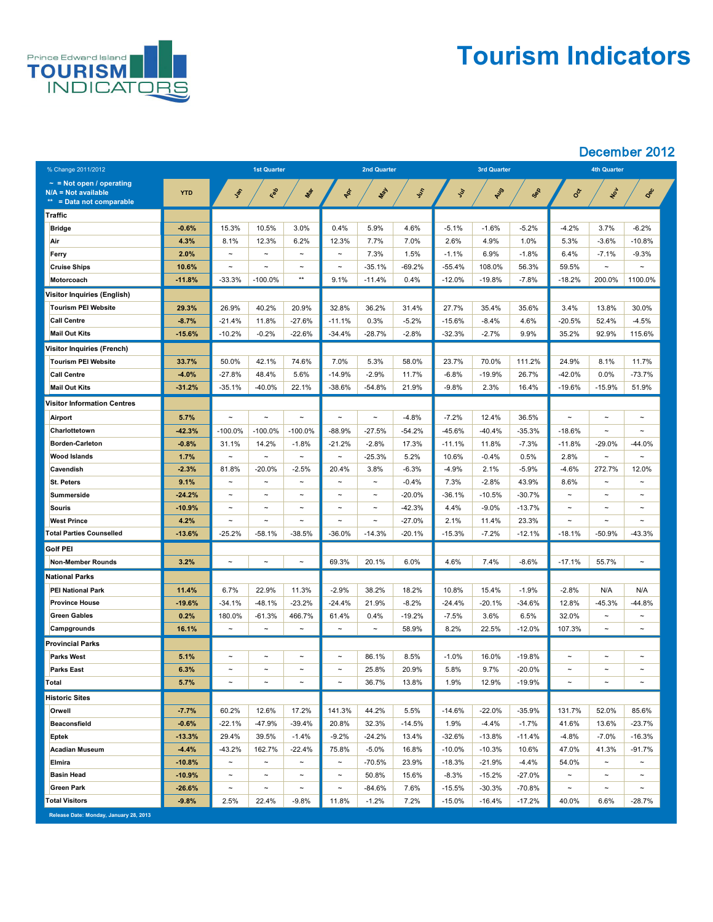# Tourism Indicators

Prince Edward Island TOURISM INDICATORS

## December 2012

| % Change 2011/2012 | YTD | 1st Quarter | | | 2nd Quarter | | | 3rd Quarter | | | 4th Quarter | | |
|---|---|---|---|---|---|---|---|---|---|---|---|---|---|
| ~ = Not open / operating<br>N/A = Not available<br>** = Data not comparable | | Jan | Feb | Mar | Apr | May | Jun | Jul | Aug | Sep | Oct | Nov | Dec |
| **Traffic** | | | | | | | | | | | | | |
| Bridge | -0.6% | 15.3% | 10.5% | 3.0% | 0.4% | 5.9% | 4.6% | -5.1% | -1.6% | -5.2% | -4.2% | 3.7% | -6.2% |
| Air | 4.3% | 8.1% | 12.3% | 6.2% | 12.3% | 7.7% | 7.0% | 2.6% | 4.9% | 1.0% | 5.3% | -3.6% | -10.8% |
| Ferry | 2.0% | ~ | ~ | ~ | ~ | 7.3% | 1.5% | -1.1% | 6.9% | -1.8% | 6.4% | -7.1% | -9.3% |
| Cruise Ships | 10.6% | ~ | ~ | ~ | ~ | -35.1% | -69.2% | -55.4% | 108.0% | 56.3% | 59.5% | ~ | ~ |
| Motorcoach | -11.8% | -33.3% | -100.0% | ** | 9.1% | -11.4% | 0.4% | -12.0% | -19.8% | -7.8% | -18.2% | 200.0% | 1100.0% |
| **Visitor Inquiries (English)** | | | | | | | | | | | | | |
| Tourism PEI Website | 29.3% | 26.9% | 40.2% | 20.9% | 32.8% | 36.2% | 31.4% | 27.7% | 35.4% | 35.6% | 3.4% | 13.8% | 30.0% |
| Call Centre | -8.7% | -21.4% | 11.8% | -27.6% | -11.1% | 0.3% | -5.2% | -15.6% | -8.4% | 4.6% | -20.5% | 52.4% | -4.5% |
| Mail Out Kits | -15.6% | -10.2% | -0.2% | -22.6% | -34.4% | -28.7% | -2.8% | -32.3% | -2.7% | 9.9% | 35.2% | 92.9% | 115.6% |
| **Visitor Inquiries (French)** | | | | | | | | | | | | | |
| Tourism PEI Website | 33.7% | 50.0% | 42.1% | 74.6% | 7.0% | 5.3% | 58.0% | 23.7% | 70.0% | 111.2% | 24.9% | 8.1% | 11.7% |
| Call Centre | -4.0% | -27.8% | 48.4% | 5.6% | -14.9% | -2.9% | 11.7% | -6.8% | -19.9% | 26.7% | -42.0% | 0.0% | -73.7% |
| Mail Out Kits | -31.2% | -35.1% | -40.0% | 22.1% | -38.6% | -54.8% | 21.9% | -9.8% | 2.3% | 16.4% | -19.6% | -15.9% | 51.9% |
| **Visitor Information Centres** | | | | | | | | | | | | | |
| Airport | 5.7% | ~ | ~ | ~ | ~ | ~ | -4.8% | -7.2% | 12.4% | 36.5% | ~ | ~ | ~ |
| Charlottetown | -42.3% | -100.0% | -100.0% | -100.0% | -88.9% | -27.5% | -54.2% | -45.6% | -40.4% | -35.3% | -18.6% | ~ | ~ |
| Borden-Carleton | -0.8% | 31.1% | 14.2% | -1.8% | -21.2% | -2.8% | 17.3% | -11.1% | 11.8% | -7.3% | -11.8% | -29.0% | -44.0% |
| Wood Islands | 1.7% | ~ | ~ | ~ | ~ | -25.3% | 5.2% | 10.6% | -0.4% | 0.5% | 2.8% | ~ | ~ |
| Cavendish | -2.3% | 81.8% | -20.0% | -2.5% | 20.4% | 3.8% | -6.3% | -4.9% | 2.1% | -5.9% | -4.6% | 272.7% | 12.0% |
| St. Peters | 9.1% | ~ | ~ | ~ | ~ | ~ | -0.4% | 7.3% | -2.8% | 43.9% | 8.6% | ~ | ~ |
| Summerside | -24.2% | ~ | ~ | ~ | ~ | ~ | -20.0% | -36.1% | -10.5% | -30.7% | ~ | ~ | ~ |
| Souris | -10.9% | ~ | ~ | ~ | ~ | ~ | -42.3% | 4.4% | -9.0% | -13.7% | ~ | ~ | ~ |
| West Prince | 4.2% | ~ | ~ | ~ | ~ | ~ | -27.0% | 2.1% | 11.4% | 23.3% | ~ | ~ | ~ |
| **Total Parties Counselled** | -13.6% | -25.2% | -58.1% | -38.5% | -36.0% | -14.3% | -20.1% | -15.3% | -7.2% | -12.1% | -18.1% | -50.9% | -43.3% |
| **Golf PEI** | | | | | | | | | | | | | |
| Non-Member Rounds | 3.2% | ~ | ~ | ~ | 69.3% | 20.1% | 6.0% | 4.6% | 7.4% | -8.6% | -17.1% | 55.7% | ~ |
| **National Parks** | | | | | | | | | | | | | |
| PEI National Park | 11.4% | 6.7% | 22.9% | 11.3% | -2.9% | 38.2% | 18.2% | 10.8% | 15.4% | -1.9% | -2.8% | N/A | N/A |
| Province House | -19.6% | -34.1% | -48.1% | -23.2% | -24.4% | 21.9% | -8.2% | -24.4% | -20.1% | -34.6% | 12.8% | -45.3% | -44.8% |
| Green Gables | 0.2% | 180.0% | -61.3% | 466.7% | 61.4% | 0.4% | -19.2% | -7.5% | 3.6% | 6.5% | 32.0% | ~ | ~ |
| Campgrounds | 16.1% | ~ | ~ | ~ | ~ | ~ | 58.9% | 8.2% | 22.5% | -12.0% | 107.3% | ~ | ~ |
| **Provincial Parks** | | | | | | | | | | | | | |
| Parks West | 5.1% | ~ | ~ | ~ | ~ | 86.1% | 8.5% | -1.0% | 16.0% | -19.8% | ~ | ~ | ~ |
| Parks East | 6.3% | ~ | ~ | ~ | ~ | 25.8% | 20.9% | 5.8% | 9.7% | -20.0% | ~ | ~ | ~ |
| **Total** | 5.7% | ~ | ~ | ~ | ~ | 36.7% | 13.8% | 1.9% | 12.9% | -19.9% | ~ | ~ | ~ |
| **Historic Sites** | | | | | | | | | | | | | |
| Orwell | -7.7% | 60.2% | 12.6% | 17.2% | 141.3% | 44.2% | 5.5% | -14.6% | -22.0% | -35.9% | 131.7% | 52.0% | 85.6% |
| Beaconsfield | -0.6% | -22.1% | -47.9% | -39.4% | 20.8% | 32.3% | -14.5% | 1.9% | -4.4% | -1.7% | 41.6% | 13.6% | -23.7% |
| Eptek | -13.3% | 29.4% | 39.5% | -1.4% | -9.2% | -24.2% | 13.4% | -32.6% | -13.8% | -11.4% | -4.8% | -7.0% | -16.3% |
| Acadian Museum | -4.4% | -43.2% | 162.7% | -22.4% | 75.8% | -5.0% | 16.8% | -10.0% | -10.3% | 10.6% | 47.0% | 41.3% | -91.7% |
| Elmira | -10.8% | ~ | ~ | ~ | ~ | -70.5% | 23.9% | -18.3% | -21.9% | -4.4% | 54.0% | ~ | ~ |
| Basin Head | -10.9% | ~ | ~ | ~ | ~ | 50.8% | 15.6% | -8.3% | -15.2% | -27.0% | ~ | ~ | ~ |
| Green Park | -26.6% | ~ | ~ | ~ | ~ | -84.6% | 7.6% | -15.5% | -30.3% | -70.8% | ~ | ~ | ~ |
| **Total Visitors** | -9.8% | 2.5% | 22.4% | -9.8% | 11.8% | -1.2% | 7.2% | -15.0% | -16.4% | -17.2% | 40.0% | 6.6% | -28.7% |

Release Date: Monday, January 28, 2013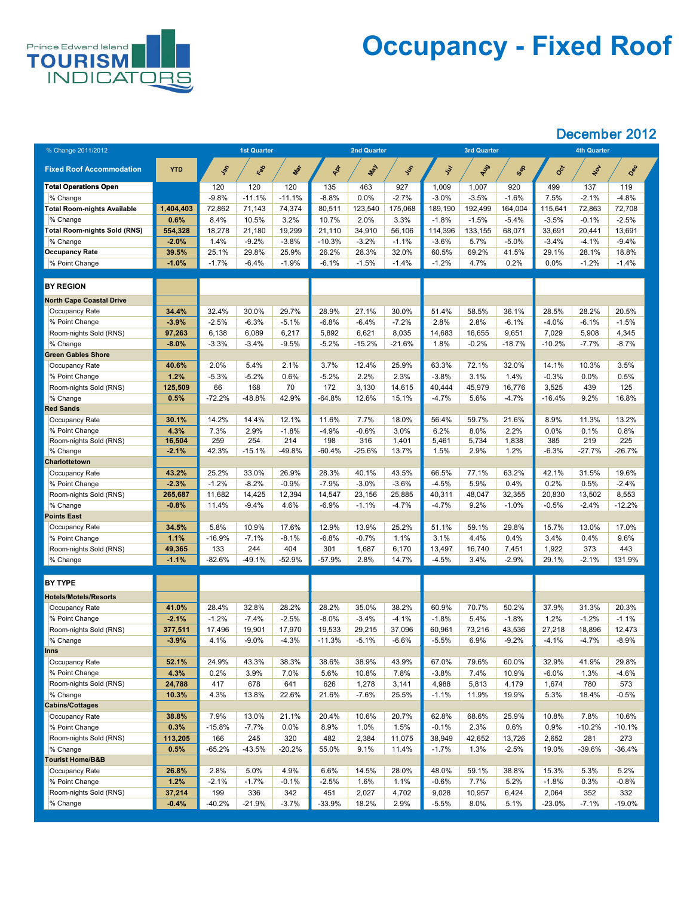Prince Edward Island TOURISM INDICATORS

# Occupancy - Fixed Roof

## December 2012

| % Change 2011/2012 | | 1st Quarter | | | 2nd Quarter | | | 3rd Quarter | | | 4th Quarter | | |
|---|---|---|---|---|---|---|---|---|---|---|---|---|---|
| **Fixed Roof Accommodation** | **YTD** | Jan | Feb | Mar | Apr | May | Jun | Jul | Aug | Sep | Oct | Nov | Dec |
| **Total Operations Open** | | 120 | 120 | 120 | 135 | 463 | 927 | 1,009 | 1,007 | 920 | 499 | 137 | 119 |
| % Change | | -9.8% | -11.1% | -11.1% | -8.8% | 0.0% | -2.7% | -3.0% | -3.5% | -1.6% | 7.5% | -2.1% | -4.8% |
| **Total Room-nights Available** | **1,404,403** | 72,862 | 71,143 | 74,374 | 80,511 | 123,540 | 175,068 | 189,190 | 192,499 | 164,004 | 115,641 | 72,863 | 72,708 |
| % Change | **0.6%** | 8.4% | 10.5% | 3.2% | 10.7% | 2.0% | 3.3% | -1.8% | -1.5% | -5.4% | -3.5% | -0.1% | -2.5% |
| **Total Room-nights Sold (RNS)** | **554,328** | 18,278 | 21,180 | 19,299 | 21,110 | 34,910 | 56,106 | 114,396 | 133,155 | 68,071 | 33,691 | 20,441 | 13,691 |
| % Change | **-2.0%** | 1.4% | -9.2% | -3.8% | -10.3% | -3.2% | -1.1% | -3.6% | 5.7% | -5.0% | -3.4% | -4.1% | -9.4% |
| **Occupancy Rate** | **39.5%** | 25.1% | 29.8% | 25.9% | 26.2% | 28.3% | 32.0% | 60.5% | 69.2% | 41.5% | 29.1% | 28.1% | 18.8% |
| % Point Change | **-1.0%** | -1.7% | -6.4% | -1.9% | -6.1% | -1.5% | -1.4% | -1.2% | 4.7% | 0.2% | 0.0% | -1.2% | -1.4% |
| **BY REGION** | | | | | | | | | | | | | |
| **North Cape Coastal Drive** | | | | | | | | | | | | | |
| Occupancy Rate | **34.4%** | 32.4% | 30.0% | 29.7% | 28.9% | 27.1% | 30.0% | 51.4% | 58.5% | 36.1% | 28.5% | 28.2% | 20.5% |
| % Point Change | **-3.9%** | -2.5% | -6.3% | -5.1% | -6.8% | -6.4% | -7.2% | 2.8% | 2.8% | -6.1% | -4.0% | -6.1% | -1.5% |
| Room-nights Sold (RNS) | **97,263** | 6,138 | 6,089 | 6,217 | 5,892 | 6,621 | 8,035 | 14,683 | 16,655 | 9,651 | 7,029 | 5,908 | 4,345 |
| % Change | **-8.0%** | -3.3% | -3.4% | -9.5% | -5.2% | -15.2% | -21.6% | 1.8% | -0.2% | -18.7% | -10.2% | -7.7% | -8.7% |
| **Green Gables Shore** | | | | | | | | | | | | | |
| Occupancy Rate | **40.6%** | 2.0% | 5.4% | 2.1% | 3.7% | 12.4% | 25.9% | 63.3% | 72.1% | 32.0% | 14.1% | 10.3% | 3.5% |
| % Point Change | **1.2%** | -5.3% | -5.2% | 0.6% | -5.2% | 2.2% | 2.3% | -3.8% | 3.1% | 1.4% | -0.3% | 0.0% | 0.5% |
| Room-nights Sold (RNS) | **125,509** | 66 | 168 | 70 | 172 | 3,130 | 14,615 | 40,444 | 45,979 | 16,776 | 3,525 | 439 | 125 |
| % Change | **0.5%** | -72.2% | -48.8% | 42.9% | -64.8% | 12.6% | 15.1% | -4.7% | 5.6% | -4.7% | -16.4% | 9.2% | 16.8% |
| **Red Sands** | | | | | | | | | | | | | |
| Occupancy Rate | **30.1%** | 14.2% | 14.4% | 12.1% | 11.6% | 7.7% | 18.0% | 56.4% | 59.7% | 21.6% | 8.9% | 11.3% | 13.2% |
| % Point Change | **4.3%** | 7.3% | 2.9% | -1.8% | -4.9% | -0.6% | 3.0% | 6.2% | 8.0% | 2.2% | 0.0% | 0.1% | 0.8% |
| Room-nights Sold (RNS) | **16,504** | 259 | 254 | 214 | 198 | 316 | 1,401 | 5,461 | 5,734 | 1,838 | 385 | 219 | 225 |
| % Change | **-2.1%** | 42.3% | -15.1% | -49.8% | -60.4% | -25.6% | 13.7% | 1.5% | 2.9% | 1.2% | -6.3% | -27.7% | -26.7% |
| **Charlottetown** | | | | | | | | | | | | | |
| Occupancy Rate | **43.2%** | 25.2% | 33.0% | 26.9% | 28.3% | 40.1% | 43.5% | 66.5% | 77.1% | 63.2% | 42.1% | 31.5% | 19.6% |
| % Point Change | **-2.3%** | -1.2% | -8.2% | -0.9% | -7.9% | -3.0% | -3.6% | -4.5% | 5.9% | 0.4% | 0.2% | 0.5% | -2.4% |
| Room-nights Sold (RNS) | **265,687** | 11,682 | 14,425 | 12,394 | 14,547 | 23,156 | 25,885 | 40,311 | 48,047 | 32,355 | 20,830 | 13,502 | 8,553 |
| % Change | **-0.8%** | 11.4% | -9.4% | 4.6% | -6.9% | -1.1% | -4.7% | -4.7% | 9.2% | -1.0% | -0.5% | -2.4% | -12.2% |
| **Points East** | | | | | | | | | | | | | |
| Occupancy Rate | **34.5%** | 5.8% | 10.9% | 17.6% | 12.9% | 13.9% | 25.2% | 51.1% | 59.1% | 29.8% | 15.7% | 13.0% | 17.0% |
| % Point Change | **1.1%** | -16.9% | -7.1% | -8.1% | -6.8% | -0.7% | 1.1% | 3.1% | 4.4% | 0.4% | 3.4% | 0.4% | 9.6% |
| Room-nights Sold (RNS) | **49,365** | 133 | 244 | 404 | 301 | 1,687 | 6,170 | 13,497 | 16,740 | 7,451 | 1,922 | 373 | 443 |
| % Change | **-1.1%** | -82.6% | -49.1% | -52.9% | -57.9% | 2.8% | 14.7% | -4.5% | 3.4% | -2.9% | 29.1% | -2.1% | 131.9% |
| **BY TYPE** | | | | | | | | | | | | | |
| **Hotels/Motels/Resorts** | | | | | | | | | | | | | |
| Occupancy Rate | **41.0%** | 28.4% | 32.8% | 28.2% | 28.2% | 35.0% | 38.2% | 60.9% | 70.7% | 50.2% | 37.9% | 31.3% | 20.3% |
| % Point Change | **-2.1%** | -1.2% | -7.4% | -2.5% | -8.0% | -3.4% | -4.1% | -1.8% | 5.4% | -1.8% | 1.2% | -1.2% | -1.1% |
| Room-nights Sold (RNS) | **377,511** | 17,496 | 19,901 | 17,970 | 19,533 | 29,215 | 37,096 | 60,961 | 73,216 | 43,536 | 27,218 | 18,896 | 12,473 |
| % Change | **-3.9%** | 4.1% | -9.0% | -4.3% | -11.3% | -5.1% | -6.6% | -5.5% | 6.9% | -9.2% | -4.1% | -4.7% | -8.9% |
| **Inns** | | | | | | | | | | | | | |
| Occupancy Rate | **52.1%** | 24.9% | 43.3% | 38.3% | 38.6% | 38.9% | 43.9% | 67.0% | 79.6% | 60.0% | 32.9% | 41.9% | 29.8% |
| % Point Change | **4.3%** | 0.2% | 3.9% | 7.0% | 5.6% | 10.8% | 7.8% | -3.8% | 7.4% | 10.9% | -6.0% | 1.3% | -4.6% |
| Room-nights Sold (RNS) | **24,788** | 417 | 678 | 641 | 626 | 1,278 | 3,141 | 4,988 | 5,813 | 4,179 | 1,674 | 780 | 573 |
| % Change | **10.3%** | 4.3% | 13.8% | 22.6% | 21.6% | -7.6% | 25.5% | -1.1% | 11.9% | 19.9% | 5.3% | 18.4% | -0.5% |
| **Cabins/Cottages** | | | | | | | | | | | | | |
| Occupancy Rate | **38.8%** | 7.9% | 13.0% | 21.1% | 20.4% | 10.6% | 20.7% | 62.8% | 68.6% | 25.9% | 10.8% | 7.8% | 10.6% |
| % Point Change | **0.3%** | -15.8% | -7.7% | 0.0% | 8.9% | 1.0% | 1.5% | -0.1% | 2.3% | 0.6% | 0.9% | -10.2% | -10.1% |
| Room-nights Sold (RNS) | **113,205** | 166 | 245 | 320 | 482 | 2,384 | 11,075 | 38,949 | 42,652 | 13,726 | 2,652 | 281 | 273 |
| % Change | **0.5%** | -65.2% | -43.5% | -20.2% | 55.0% | 9.1% | 11.4% | -1.7% | 1.3% | -2.5% | 19.0% | -39.6% | -36.4% |
| **Tourist Home/B&B** | | | | | | | | | | | | | |
| Occupancy Rate | **26.8%** | 2.8% | 5.0% | 4.9% | 6.6% | 14.5% | 28.0% | 48.0% | 59.1% | 38.8% | 15.3% | 5.3% | 5.2% |
| % Point Change | **1.2%** | -2.1% | -1.7% | -0.1% | -2.5% | 1.6% | 1.1% | -0.6% | 7.7% | 5.2% | -1.8% | 0.3% | -0.8% |
| Room-nights Sold (RNS) | **37,214** | 199 | 336 | 342 | 451 | 2,027 | 4,702 | 9,028 | 10,957 | 6,424 | 2,064 | 352 | 332 |
| % Change | **-0.4%** | -40.2% | -21.9% | -3.7% | -33.9% | 18.2% | 2.9% | -5.5% | 8.0% | 5.1% | -23.0% | -7.1% | -19.0% |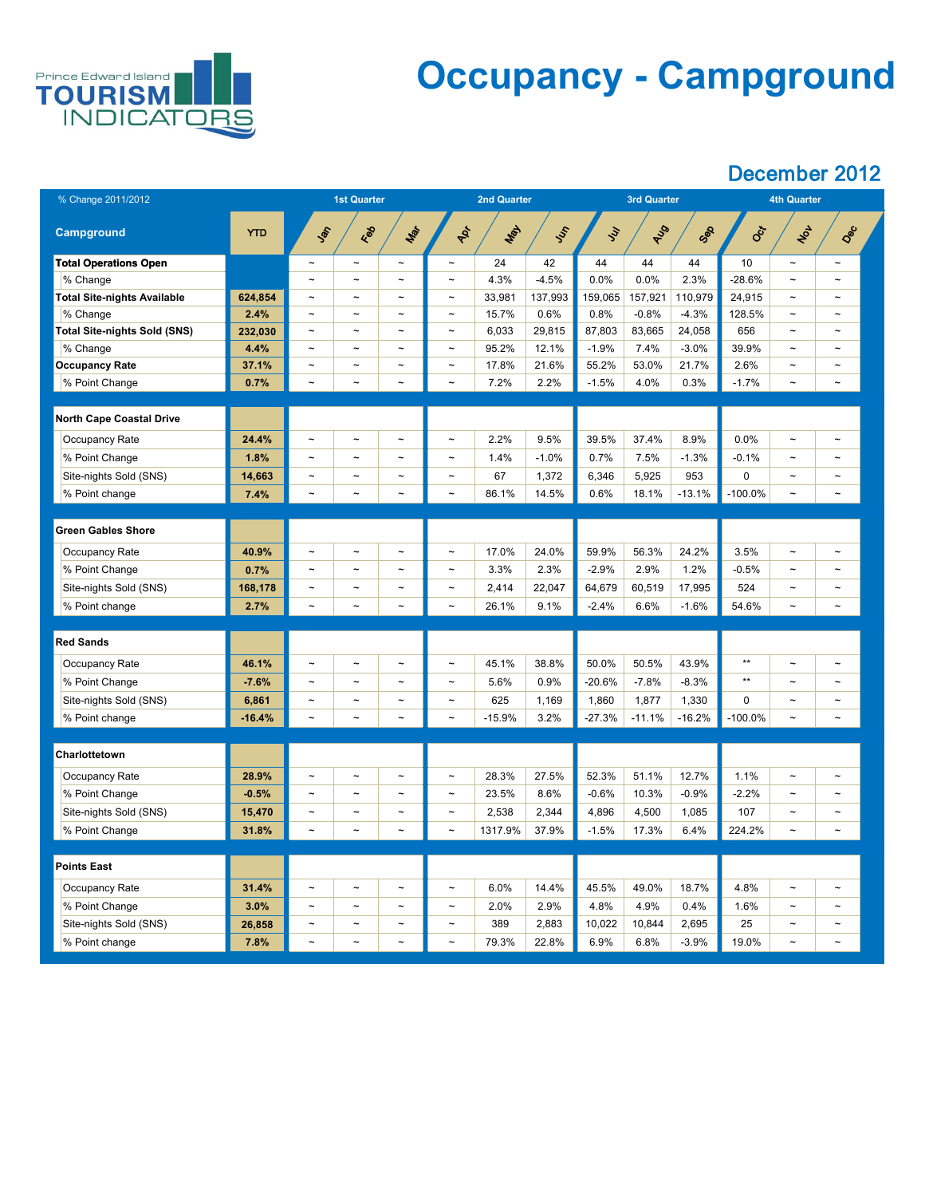Prince Edward Island TOURISM INDICATORS

# Occupancy - Campground

## December 2012

| % Change 2011/2012 | | 1st Quarter | | | 2nd Quarter | | | 3rd Quarter | | | 4th Quarter | | |
|---|---|---|---|---|---|---|---|---|---|---|---|---|---|
| **Campground** | **YTD** | **Jan** | **Feb** | **Mar** | **Apr** | **May** | **Jun** | **Jul** | **Aug** | **Sep** | **Oct** | **Nov** | **Dec** |
| **Total Operations Open** | | ~ | ~ | ~ | ~ | 24 | 42 | 44 | 44 | 44 | 10 | ~ | ~ |
| % Change | | ~ | ~ | ~ | ~ | 4.3% | -4.5% | 0.0% | 0.0% | 2.3% | -28.6% | ~ | ~ |
| **Total Site-nights Available** | **624,854** | ~ | ~ | ~ | ~ | 33,981 | 137,993 | 159,065 | 157,921 | 110,979 | 24,915 | ~ | ~ |
| % Change | **2.4%** | ~ | ~ | ~ | ~ | 15.7% | 0.6% | 0.8% | -0.8% | -4.3% | 128.5% | ~ | ~ |
| **Total Site-nights Sold (SNS)** | **232,030** | ~ | ~ | ~ | ~ | 6,033 | 29,815 | 87,803 | 83,665 | 24,058 | 656 | ~ | ~ |
| % Change | **4.4%** | ~ | ~ | ~ | ~ | 95.2% | 12.1% | -1.9% | 7.4% | -3.0% | 39.9% | ~ | ~ |
| **Occupancy Rate** | **37.1%** | ~ | ~ | ~ | ~ | 17.8% | 21.6% | 55.2% | 53.0% | 21.7% | 2.6% | ~ | ~ |
| % Point Change | **0.7%** | ~ | ~ | ~ | ~ | 7.2% | 2.2% | -1.5% | 4.0% | 0.3% | -1.7% | ~ | ~ |
| **North Cape Coastal Drive** | | | | | | | | | | | | | |
| Occupancy Rate | **24.4%** | ~ | ~ | ~ | ~ | 2.2% | 9.5% | 39.5% | 37.4% | 8.9% | 0.0% | ~ | ~ |
| % Point Change | **1.8%** | ~ | ~ | ~ | ~ | 1.4% | -1.0% | 0.7% | 7.5% | -1.3% | -0.1% | ~ | ~ |
| Site-nights Sold (SNS) | **14,663** | ~ | ~ | ~ | ~ | 67 | 1,372 | 6,346 | 5,925 | 953 | 0 | ~ | ~ |
| % Point change | **7.4%** | ~ | ~ | ~ | ~ | 86.1% | 14.5% | 0.6% | 18.1% | -13.1% | -100.0% | ~ | ~ |
| **Green Gables Shore** | | | | | | | | | | | | | |
| Occupancy Rate | **40.9%** | ~ | ~ | ~ | ~ | 17.0% | 24.0% | 59.9% | 56.3% | 24.2% | 3.5% | ~ | ~ |
| % Point Change | **0.7%** | ~ | ~ | ~ | ~ | 3.3% | 2.3% | -2.9% | 2.9% | 1.2% | -0.5% | ~ | ~ |
| Site-nights Sold (SNS) | **168,178** | ~ | ~ | ~ | ~ | 2,414 | 22,047 | 64,679 | 60,519 | 17,995 | 524 | ~ | ~ |
| % Point change | **2.7%** | ~ | ~ | ~ | ~ | 26.1% | 9.1% | -2.4% | 6.6% | -1.6% | 54.6% | ~ | ~ |
| **Red Sands** | | | | | | | | | | | | | |
| Occupancy Rate | **46.1%** | ~ | ~ | ~ | ~ | 45.1% | 38.8% | 50.0% | 50.5% | 43.9% | ** | ~ | ~ |
| % Point Change | **-7.6%** | ~ | ~ | ~ | ~ | 5.6% | 0.9% | -20.6% | -7.8% | -8.3% | ** | ~ | ~ |
| Site-nights Sold (SNS) | **6,861** | ~ | ~ | ~ | ~ | 625 | 1,169 | 1,860 | 1,877 | 1,330 | 0 | ~ | ~ |
| % Point change | **-16.4%** | ~ | ~ | ~ | ~ | -15.9% | 3.2% | -27.3% | -11.1% | -16.2% | -100.0% | ~ | ~ |
| **Charlottetown** | | | | | | | | | | | | | |
| Occupancy Rate | **28.9%** | ~ | ~ | ~ | ~ | 28.3% | 27.5% | 52.3% | 51.1% | 12.7% | 1.1% | ~ | ~ |
| % Point Change | **-0.5%** | ~ | ~ | ~ | ~ | 23.5% | 8.6% | -0.6% | 10.3% | -0.9% | -2.2% | ~ | ~ |
| Site-nights Sold (SNS) | **15,470** | ~ | ~ | ~ | ~ | 2,538 | 2,344 | 4,896 | 4,500 | 1,085 | 107 | ~ | ~ |
| % Point Change | **31.8%** | ~ | ~ | ~ | ~ | 1317.9% | 37.9% | -1.5% | 17.3% | 6.4% | 224.2% | ~ | ~ |
| **Points East** | | | | | | | | | | | | | |
| Occupancy Rate | **31.4%** | ~ | ~ | ~ | ~ | 6.0% | 14.4% | 45.5% | 49.0% | 18.7% | 4.8% | ~ | ~ |
| % Point Change | **3.0%** | ~ | ~ | ~ | ~ | 2.0% | 2.9% | 4.8% | 4.9% | 0.4% | 1.6% | ~ | ~ |
| Site-nights Sold (SNS) | **26,858** | ~ | ~ | ~ | ~ | 389 | 2,883 | 10,022 | 10,844 | 2,695 | 25 | ~ | ~ |
| % Point change | **7.8%** | ~ | ~ | ~ | ~ | 79.3% | 22.8% | 6.9% | 6.8% | -3.9% | 19.0% | ~ | ~ |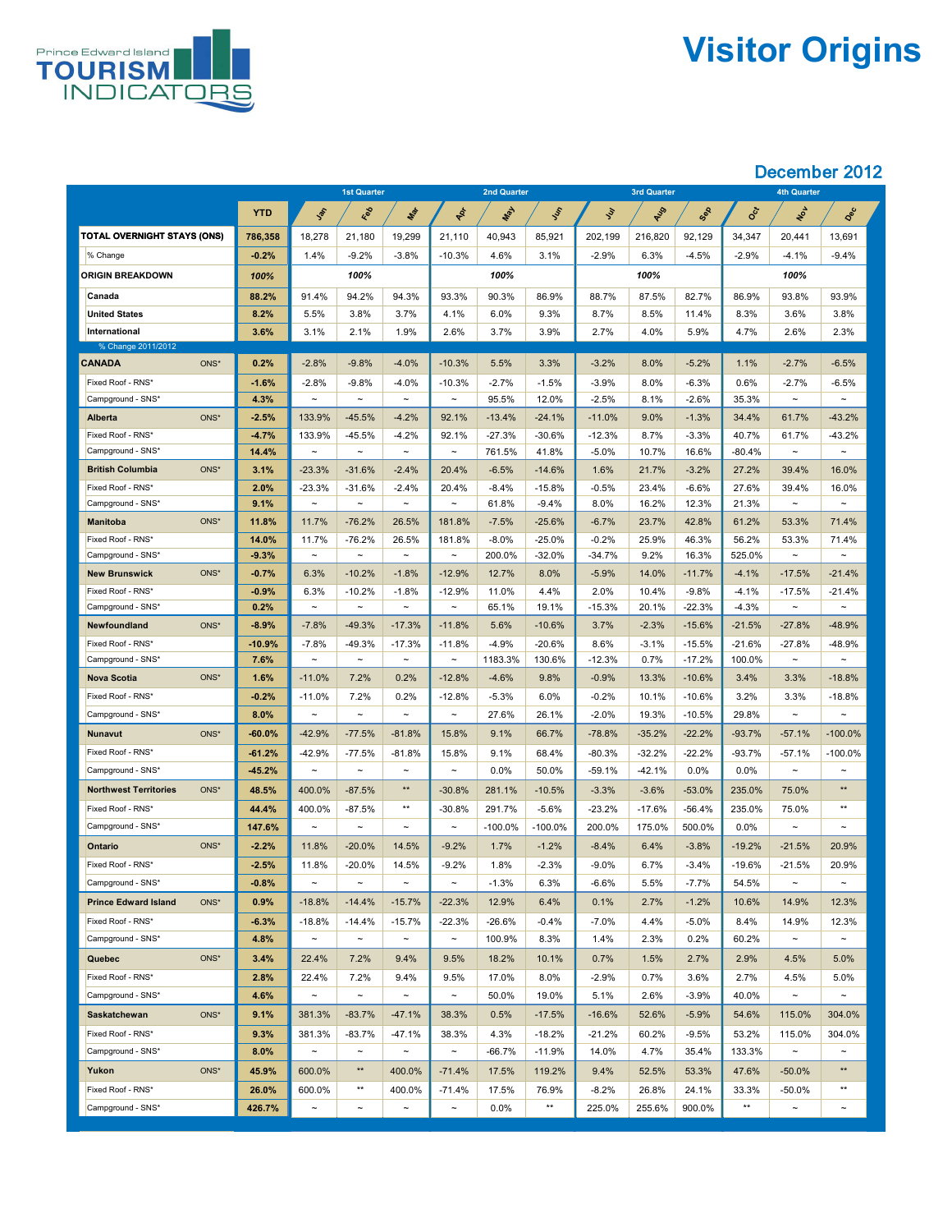Prince Edward Island TOURISM INDICATORS

# Visitor Origins

## December 2012

| | YTD | Jan | Feb | Mar | Apr | May | Jun | Jul | Aug | Sep | Oct | Nov | Dec |
|---|---|---|---|---|---|---|---|---|---|---|---|---|---|
| | | 1st Quarter | | | 2nd Quarter | | | 3rd Quarter | | | 4th Quarter | | |
| **TOTAL OVERNIGHT STAYS (ONS)** | **786,358** | 18,278 | 21,180 | 19,299 | 21,110 | 40,943 | 85,921 | 202,199 | 216,820 | 92,129 | 34,347 | 20,441 | 13,691 |
| % Change | **-0.2%** | 1.4% | -9.2% | -3.8% | -10.3% | 4.6% | 3.1% | -2.9% | 6.3% | -4.5% | -2.9% | -4.1% | -9.4% |
| **ORIGIN BREAKDOWN** | **100%** | | 100% | | | 100% | | | 100% | | | 100% | |
| **Canada** | **88.2%** | 91.4% | 94.2% | 94.3% | 93.3% | 90.3% | 86.9% | 88.7% | 87.5% | 82.7% | 86.9% | 93.8% | 93.9% |
| **United States** | **8.2%** | 5.5% | 3.8% | 3.7% | 4.1% | 6.0% | 9.3% | 8.7% | 8.5% | 11.4% | 8.3% | 3.6% | 3.8% |
| **International** | **3.6%** | 3.1% | 2.1% | 1.9% | 2.6% | 3.7% | 3.9% | 2.7% | 4.0% | 5.9% | 4.7% | 2.6% | 2.3% |
| % Change 2011/2012 | | | | | | | | | | | | | |
| **CANADA** ONS* | **0.2%** | -2.8% | -9.8% | -4.0% | -10.3% | 5.5% | 3.3% | -3.2% | 8.0% | -5.2% | 1.1% | -2.7% | -6.5% |
| Fixed Roof - RNS* | **-1.6%** | -2.8% | -9.8% | -4.0% | -10.3% | -2.7% | -1.5% | -3.9% | 8.0% | -6.3% | 0.6% | -2.7% | -6.5% |
| Campground - SNS* | **4.3%** | ~ | ~ | ~ | ~ | 95.5% | 12.0% | -2.5% | 8.1% | -2.6% | 35.3% | ~ | ~ |
| **Alberta** ONS* | **-2.5%** | 133.9% | -45.5% | -4.2% | 92.1% | -13.4% | -24.1% | -11.0% | 9.0% | -1.3% | 34.4% | 61.7% | -43.2% |
| Fixed Roof - RNS* | **-4.7%** | 133.9% | -45.5% | -4.2% | 92.1% | -27.3% | -30.6% | -12.3% | 8.7% | -3.3% | 40.7% | 61.7% | -43.2% |
| Campground - SNS* | **14.4%** | ~ | ~ | ~ | ~ | 761.5% | 41.8% | -5.0% | 10.7% | 16.6% | -80.4% | ~ | ~ |
| **British Columbia** ONS* | **3.1%** | -23.3% | -31.6% | -2.4% | 20.4% | -6.5% | -14.6% | 1.6% | 21.7% | -3.2% | 27.2% | 39.4% | 16.0% |
| Fixed Roof - RNS* | **2.0%** | -23.3% | -31.6% | -2.4% | 20.4% | -8.4% | -15.8% | -0.5% | 23.4% | -6.6% | 27.6% | 39.4% | 16.0% |
| Campground - SNS* | **9.1%** | ~ | ~ | ~ | ~ | 61.8% | -9.4% | 8.0% | 16.2% | 12.3% | 21.3% | ~ | ~ |
| **Manitoba** ONS* | **11.8%** | 11.7% | -76.2% | 26.5% | 181.8% | -7.5% | -25.6% | -6.7% | 23.7% | 42.8% | 61.2% | 53.3% | 71.4% |
| Fixed Roof - RNS* | **14.0%** | 11.7% | -76.2% | 26.5% | 181.8% | -8.0% | -25.0% | -0.2% | 25.9% | 46.3% | 56.2% | 53.3% | 71.4% |
| Campground - SNS* | **-9.3%** | ~ | ~ | ~ | ~ | 200.0% | -32.0% | -34.7% | 9.2% | 16.3% | 525.0% | ~ | ~ |
| **New Brunswick** ONS* | **-0.7%** | 6.3% | -10.2% | -1.8% | -12.9% | 12.7% | 8.0% | -5.9% | 14.0% | -11.7% | -4.1% | -17.5% | -21.4% |
| Fixed Roof - RNS* | **-0.9%** | 6.3% | -10.2% | -1.8% | -12.9% | 11.0% | 4.4% | 2.0% | 10.4% | -9.8% | -4.1% | -17.5% | -21.4% |
| Campground - SNS* | **0.2%** | ~ | ~ | ~ | ~ | 65.1% | 19.1% | -15.3% | 20.1% | -22.3% | -4.3% | ~ | ~ |
| **Newfoundland** ONS* | **-8.9%** | -7.8% | -49.3% | -17.3% | -11.8% | 5.6% | -10.6% | 3.7% | -2.3% | -15.6% | -21.5% | -27.8% | -48.9% |
| Fixed Roof - RNS* | **-10.9%** | -7.8% | -49.3% | -17.3% | -11.8% | -4.9% | -20.6% | 8.6% | -3.1% | -15.5% | -21.6% | -27.8% | -48.9% |
| Campground - SNS* | **7.6%** | ~ | ~ | ~ | ~ | 1183.3% | 130.6% | -12.3% | 0.7% | -17.2% | 100.0% | ~ | ~ |
| **Nova Scotia** ONS* | **1.6%** | -11.0% | 7.2% | 0.2% | -12.8% | -4.6% | 9.8% | -0.9% | 13.3% | -10.6% | 3.4% | 3.3% | -18.8% |
| Fixed Roof - RNS* | **-0.2%** | -11.0% | 7.2% | 0.2% | -12.8% | -5.3% | 6.0% | -0.2% | 10.1% | -10.6% | 3.2% | 3.3% | -18.8% |
| Campground - SNS* | **8.0%** | ~ | ~ | ~ | ~ | 27.6% | 26.1% | -2.0% | 19.3% | -10.5% | 29.8% | ~ | ~ |
| **Nunavut** ONS* | **-60.0%** | -42.9% | -77.5% | -81.8% | 15.8% | 9.1% | 66.7% | -78.8% | -35.2% | -22.2% | -93.7% | -57.1% | -100.0% |
| Fixed Roof - RNS* | **-61.2%** | -42.9% | -77.5% | -81.8% | 15.8% | 9.1% | 68.4% | -80.3% | -32.2% | -22.2% | -93.7% | -57.1% | -100.0% |
| Campground - SNS* | **-45.2%** | ~ | ~ | ~ | ~ | 0.0% | 50.0% | -59.1% | -42.1% | 0.0% | 0.0% | ~ | ~ |
| **Northwest Territories** ONS* | **48.5%** | 400.0% | -87.5% | ** | -30.8% | 281.1% | -10.5% | -3.3% | -3.6% | -53.0% | 235.0% | 75.0% | ** |
| Fixed Roof - RNS* | **44.4%** | 400.0% | -87.5% | ** | -30.8% | 291.7% | -5.6% | -23.2% | -17.6% | -56.4% | 235.0% | 75.0% | ** |
| Campground - SNS* | **147.6%** | ~ | ~ | ~ | ~ | -100.0% | -100.0% | 200.0% | 175.0% | 500.0% | 0.0% | ~ | ~ |
| **Ontario** ONS* | **-2.2%** | 11.8% | -20.0% | 14.5% | -9.2% | 1.7% | -1.2% | -8.4% | 6.4% | -3.8% | -19.2% | -21.5% | 20.9% |
| Fixed Roof - RNS* | **-2.5%** | 11.8% | -20.0% | 14.5% | -9.2% | 1.8% | -2.3% | -9.0% | 6.7% | -3.4% | -19.6% | -21.5% | 20.9% |
| Campground - SNS* | **-0.8%** | ~ | ~ | ~ | ~ | -1.3% | 6.3% | -6.6% | 5.5% | -7.7% | 54.5% | ~ | ~ |
| **Prince Edward Island** ONS* | **0.9%** | -18.8% | -14.4% | -15.7% | -22.3% | 12.9% | 6.4% | 0.1% | 2.7% | -1.2% | 10.6% | 14.9% | 12.3% |
| Fixed Roof - RNS* | **-6.3%** | -18.8% | -14.4% | -15.7% | -22.3% | -26.6% | -0.4% | -7.0% | 4.4% | -5.0% | 8.4% | 14.9% | 12.3% |
| Campground - SNS* | **4.8%** | ~ | ~ | ~ | ~ | 100.9% | 8.3% | 1.4% | 2.3% | 0.2% | 60.2% | ~ | ~ |
| **Quebec** ONS* | **3.4%** | 22.4% | 7.2% | 9.4% | 9.5% | 18.2% | 10.1% | 0.7% | 1.5% | 2.7% | 2.9% | 4.5% | 5.0% |
| Fixed Roof - RNS* | **2.8%** | 22.4% | 7.2% | 9.4% | 9.5% | 17.0% | 8.0% | -2.9% | 0.7% | 3.6% | 2.7% | 4.5% | 5.0% |
| Campground - SNS* | **4.6%** | ~ | ~ | ~ | ~ | 50.0% | 19.0% | 5.1% | 2.6% | -3.9% | 40.0% | ~ | ~ |
| **Saskatchewan** ONS* | **9.1%** | 381.3% | -83.7% | -47.1% | 38.3% | 0.5% | -17.5% | -16.6% | 52.6% | -5.9% | 54.6% | 115.0% | 304.0% |
| Fixed Roof - RNS* | **9.3%** | 381.3% | -83.7% | -47.1% | 38.3% | 4.3% | -18.2% | -21.2% | 60.2% | -9.5% | 53.2% | 115.0% | 304.0% |
| Campground - SNS* | **8.0%** | ~ | ~ | ~ | ~ | -66.7% | -11.9% | 14.0% | 4.7% | 35.4% | 133.3% | ~ | ~ |
| **Yukon** ONS* | **45.9%** | 600.0% | ** | 400.0% | -71.4% | 17.5% | 119.2% | 9.4% | 52.5% | 53.3% | 47.6% | -50.0% | ** |
| Fixed Roof - RNS* | **26.0%** | 600.0% | ** | 400.0% | -71.4% | 17.5% | 76.9% | -8.2% | 26.8% | 24.1% | 33.3% | -50.0% | ** |
| Campground - SNS* | **426.7%** | ~ | ~ | ~ | ~ | 0.0% | ** | 225.0% | 255.6% | 900.0% | ** | ~ | ~ |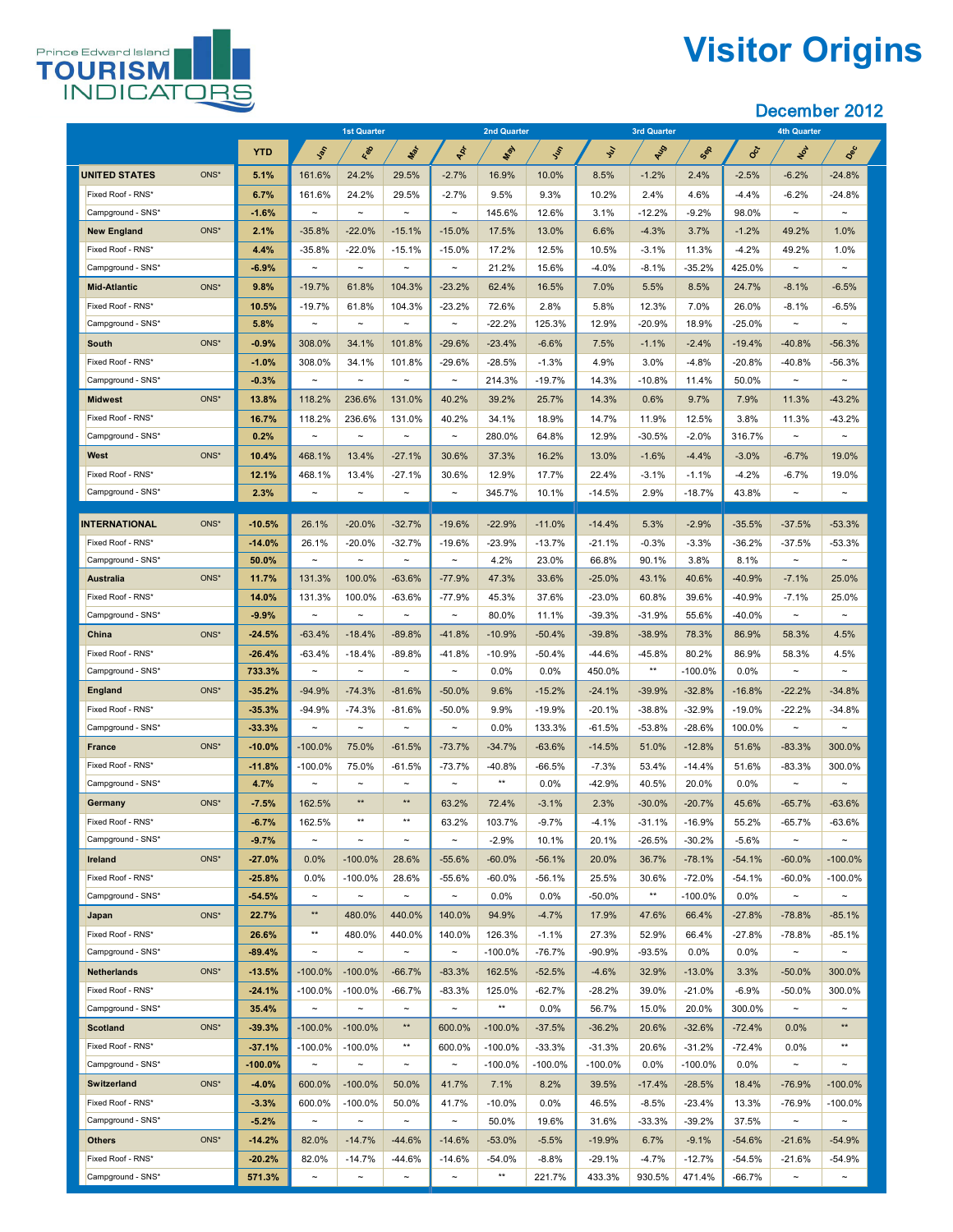# Prince Edward Island TOURISM INDICATORS

# Visitor Origins

## December 2012

| | | YTD | Jan | Feb | Mar | Apr | May | Jun | Jul | Aug | Sep | Oct | Nov | Dec |
|---|---|---|---|---|---|---|---|---|---|---|---|---|---|---|
| | | | 1st Quarter | | | 2nd Quarter | | | 3rd Quarter | | | 4th Quarter | | |
| **UNITED STATES** | ONS* | **5.1%** | 161.6% | 24.2% | 29.5% | -2.7% | 16.9% | 10.0% | 8.5% | -1.2% | 2.4% | -2.5% | -6.2% | -24.8% |
| Fixed Roof - RNS* | | **6.7%** | 161.6% | 24.2% | 29.5% | -2.7% | 9.5% | 9.3% | 10.2% | 2.4% | 4.6% | -4.4% | -6.2% | -24.8% |
| Campground - SNS* | | **-1.6%** | ~ | ~ | ~ | ~ | 145.6% | 12.6% | 3.1% | -12.2% | -9.2% | 98.0% | ~ | ~ |
| **New England** | ONS* | **2.1%** | -35.8% | -22.0% | -15.1% | -15.0% | 17.5% | 13.0% | 6.6% | -4.3% | 3.7% | -1.2% | 49.2% | 1.0% |
| Fixed Roof - RNS* | | **4.4%** | -35.8% | -22.0% | -15.1% | -15.0% | 17.2% | 12.5% | 10.5% | -3.1% | 11.3% | -4.2% | 49.2% | 1.0% |
| Campground - SNS* | | **-6.9%** | ~ | ~ | ~ | ~ | 21.2% | 15.6% | -4.0% | -8.1% | -35.2% | 425.0% | ~ | ~ |
| **Mid-Atlantic** | ONS* | **9.8%** | -19.7% | 61.8% | 104.3% | -23.2% | 62.4% | 16.5% | 7.0% | 5.5% | 8.5% | 24.7% | -8.1% | -6.5% |
| Fixed Roof - RNS* | | **10.5%** | -19.7% | 61.8% | 104.3% | -23.2% | 72.6% | 2.8% | 5.8% | 12.3% | 7.0% | 26.0% | -8.1% | -6.5% |
| Campground - SNS* | | **5.8%** | ~ | ~ | ~ | ~ | -22.2% | 125.3% | 12.9% | -20.9% | 18.9% | -25.0% | ~ | ~ |
| **South** | ONS* | **-0.9%** | 308.0% | 34.1% | 101.8% | -29.6% | -23.4% | -6.6% | 7.5% | -1.1% | -2.4% | -19.4% | -40.8% | -56.3% |
| Fixed Roof - RNS* | | **-1.0%** | 308.0% | 34.1% | 101.8% | -29.6% | -28.5% | -1.3% | 4.9% | 3.0% | -4.8% | -20.8% | -40.8% | -56.3% |
| Campground - SNS* | | **-0.3%** | ~ | ~ | ~ | ~ | 214.3% | -19.7% | 14.3% | -10.8% | 11.4% | 50.0% | ~ | ~ |
| **Midwest** | ONS* | **13.8%** | 118.2% | 236.6% | 131.0% | 40.2% | 39.2% | 25.7% | 14.3% | 0.6% | 9.7% | 7.9% | 11.3% | -43.2% |
| Fixed Roof - RNS* | | **16.7%** | 118.2% | 236.6% | 131.0% | 40.2% | 34.1% | 18.9% | 14.7% | 11.9% | 12.5% | 3.8% | 11.3% | -43.2% |
| Campground - SNS* | | **0.2%** | ~ | ~ | ~ | ~ | 280.0% | 64.8% | 12.9% | -30.5% | -2.0% | 316.7% | ~ | ~ |
| **West** | ONS* | **10.4%** | 468.1% | 13.4% | -27.1% | 30.6% | 37.3% | 16.2% | 13.0% | -1.6% | -4.4% | -3.0% | -6.7% | 19.0% |
| Fixed Roof - RNS* | | **12.1%** | 468.1% | 13.4% | -27.1% | 30.6% | 12.9% | 17.7% | 22.4% | -3.1% | -1.1% | -4.2% | -6.7% | 19.0% |
| Campground - SNS* | | **2.3%** | ~ | ~ | ~ | ~ | 345.7% | 10.1% | -14.5% | 2.9% | -18.7% | 43.8% | ~ | ~ |
| **INTERNATIONAL** | ONS* | **-10.5%** | 26.1% | -20.0% | -32.7% | -19.6% | -22.9% | -11.0% | -14.4% | 5.3% | -2.9% | -35.5% | -37.5% | -53.3% |
| Fixed Roof - RNS* | | **-14.0%** | 26.1% | -20.0% | -32.7% | -19.6% | -23.9% | -13.7% | -21.1% | -0.3% | -3.3% | -36.2% | -37.5% | -53.3% |
| Campground - SNS* | | **50.0%** | ~ | ~ | ~ | ~ | 4.2% | 23.0% | 66.8% | 90.1% | 3.8% | 8.1% | ~ | ~ |
| **Australia** | ONS* | **11.7%** | 131.3% | 100.0% | -63.6% | -77.9% | 47.3% | 33.6% | -25.0% | 43.1% | 40.6% | -40.9% | -7.1% | 25.0% |
| Fixed Roof - RNS* | | **14.0%** | 131.3% | 100.0% | -63.6% | -77.9% | 45.3% | 37.6% | -23.0% | 60.8% | 39.6% | -40.9% | -7.1% | 25.0% |
| Campground - SNS* | | **-9.9%** | ~ | ~ | ~ | ~ | 80.0% | 11.1% | -39.3% | -31.9% | 55.6% | -40.0% | ~ | ~ |
| **China** | ONS* | **-24.5%** | -63.4% | -18.4% | -89.8% | -41.8% | -10.9% | -50.4% | -39.8% | -38.9% | 78.3% | 86.9% | 58.3% | 4.5% |
| Fixed Roof - RNS* | | **-26.4%** | -63.4% | -18.4% | -89.8% | -41.8% | -10.9% | -50.4% | -44.6% | -45.8% | 80.2% | 86.9% | 58.3% | 4.5% |
| Campground - SNS* | | **733.3%** | ~ | ~ | ~ | ~ | 0.0% | 0.0% | 450.0% | ** | -100.0% | 0.0% | ~ | ~ |
| **England** | ONS* | **-35.2%** | -94.9% | -74.3% | -81.6% | -50.0% | 9.6% | -15.2% | -24.1% | -39.9% | -32.8% | -16.8% | -22.2% | -34.8% |
| Fixed Roof - RNS* | | **-35.3%** | -94.9% | -74.3% | -81.6% | -50.0% | 9.9% | -19.9% | -20.1% | -38.8% | -32.9% | -19.0% | -22.2% | -34.8% |
| Campground - SNS* | | **-33.3%** | ~ | ~ | ~ | ~ | 0.0% | 133.3% | -61.5% | -53.8% | -28.6% | 100.0% | ~ | ~ |
| **France** | ONS* | **-10.0%** | -100.0% | 75.0% | -61.5% | -73.7% | -34.7% | -63.6% | -14.5% | 51.0% | -12.8% | 51.6% | -83.3% | 300.0% |
| Fixed Roof - RNS* | | **-11.8%** | -100.0% | 75.0% | -61.5% | -73.7% | -40.8% | -66.5% | -7.3% | 53.4% | -14.4% | 51.6% | -83.3% | 300.0% |
| Campground - SNS* | | **4.7%** | ~ | ~ | ~ | ~ | ** | 0.0% | -42.9% | 40.5% | 20.0% | 0.0% | ~ | ~ |
| **Germany** | ONS* | **-7.5%** | 162.5% | ** | ** | 63.2% | 72.4% | -3.1% | 2.3% | -30.0% | -20.7% | 45.6% | -65.7% | -63.6% |
| Fixed Roof - RNS* | | **-6.7%** | 162.5% | ** | ** | 63.2% | 103.7% | -9.7% | -4.1% | -31.1% | -16.9% | 55.2% | -65.7% | -63.6% |
| Campground - SNS* | | **-9.7%** | ~ | ~ | ~ | ~ | -2.9% | 10.1% | 20.1% | -26.5% | -30.2% | -5.6% | ~ | ~ |
| **Ireland** | ONS* | **-27.0%** | 0.0% | -100.0% | 28.6% | -55.6% | -60.0% | -56.1% | 20.0% | 36.7% | -78.1% | -54.1% | -60.0% | -100.0% |
| Fixed Roof - RNS* | | **-25.8%** | 0.0% | -100.0% | 28.6% | -55.6% | -60.0% | -56.1% | 25.5% | 30.6% | -72.0% | -54.1% | -60.0% | -100.0% |
| Campground - SNS* | | **-54.5%** | ~ | ~ | ~ | ~ | 0.0% | 0.0% | -50.0% | ** | -100.0% | 0.0% | ~ | ~ |
| **Japan** | ONS* | **22.7%** | ** | 480.0% | 440.0% | 140.0% | 94.9% | -4.7% | 17.9% | 47.6% | 66.4% | -27.8% | -78.8% | -85.1% |
| Fixed Roof - RNS* | | **26.6%** | ** | 480.0% | 440.0% | 140.0% | 126.3% | -1.1% | 27.3% | 52.9% | 66.4% | -27.8% | -78.8% | -85.1% |
| Campground - SNS* | | **-89.4%** | ~ | ~ | ~ | ~ | -100.0% | -76.7% | -90.9% | -93.5% | 0.0% | 0.0% | ~ | ~ |
| **Netherlands** | ONS* | **-13.5%** | -100.0% | -100.0% | -66.7% | -83.3% | 162.5% | -52.5% | -4.6% | 32.9% | -13.0% | 3.3% | -50.0% | 300.0% |
| Fixed Roof - RNS* | | **-24.1%** | -100.0% | -100.0% | -66.7% | -83.3% | 125.0% | -62.7% | -28.2% | 39.0% | -21.0% | -6.9% | -50.0% | 300.0% |
| Campground - SNS* | | **35.4%** | ~ | ~ | ~ | ~ | ** | 0.0% | 56.7% | 15.0% | 20.0% | 300.0% | ~ | ~ |
| **Scotland** | ONS* | **-39.3%** | -100.0% | -100.0% | ** | 600.0% | -100.0% | -37.5% | -36.2% | 20.6% | -32.6% | -72.4% | 0.0% | ** |
| Fixed Roof - RNS* | | **-37.1%** | -100.0% | -100.0% | ** | 600.0% | -100.0% | -33.3% | -31.3% | 20.6% | -31.2% | -72.4% | 0.0% | ** |
| Campground - SNS* | | **-100.0%** | ~ | ~ | ~ | ~ | -100.0% | -100.0% | -100.0% | 0.0% | -100.0% | 0.0% | ~ | ~ |
| **Switzerland** | ONS* | **-4.0%** | 600.0% | -100.0% | 50.0% | 41.7% | 7.1% | 8.2% | 39.5% | -17.4% | -28.5% | 18.4% | -76.9% | -100.0% |
| Fixed Roof - RNS* | | **-3.3%** | 600.0% | -100.0% | 50.0% | 41.7% | -10.0% | 0.0% | 46.5% | -8.5% | -23.4% | 13.3% | -76.9% | -100.0% |
| Campground - SNS* | | **-5.2%** | ~ | ~ | ~ | ~ | 50.0% | 19.6% | 31.6% | -33.3% | -39.2% | 37.5% | ~ | ~ |
| **Others** | ONS* | **-14.2%** | 82.0% | -14.7% | -44.6% | -14.6% | -53.0% | -5.5% | -19.9% | 6.7% | -9.1% | -54.6% | -21.6% | -54.9% |
| Fixed Roof - RNS* | | **-20.2%** | 82.0% | -14.7% | -44.6% | -14.6% | -54.0% | -8.8% | -29.1% | -4.7% | -12.7% | -54.5% | -21.6% | -54.9% |
| Campground - SNS* | | **571.3%** | ~ | ~ | ~ | ~ | ** | 221.7% | 433.3% | 930.5% | 471.4% | -66.7% | ~ | ~ |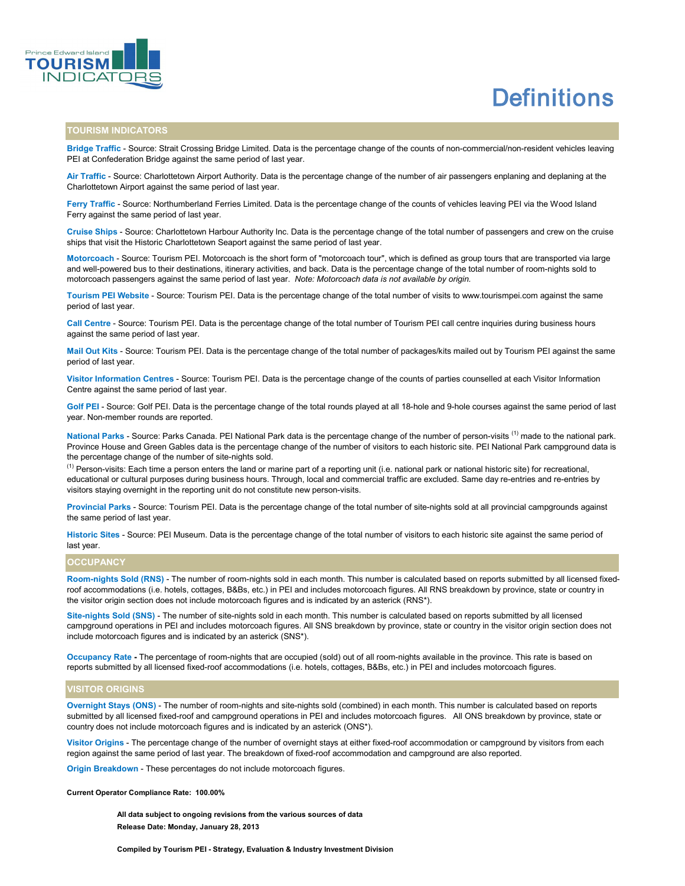Prince Edward Island
TOURISM
INDICATORS

# Definitions

## TOURISM INDICATORS

**Bridge Traffic** - Source: Strait Crossing Bridge Limited. Data is the percentage change of the counts of non-commercial/non-resident vehicles leaving PEI at Confederation Bridge against the same period of last year.

**Air Traffic** - Source: Charlottetown Airport Authority. Data is the percentage change of the number of air passengers enplaning and deplaning at the Charlottetown Airport against the same period of last year.

**Ferry Traffic** - Source: Northumberland Ferries Limited. Data is the percentage change of the counts of vehicles leaving PEI via the Wood Island Ferry against the same period of last year.

**Cruise Ships** - Source: Charlottetown Harbour Authority Inc. Data is the percentage change of the total number of passengers and crew on the cruise ships that visit the Historic Charlottetown Seaport against the same period of last year.

**Motorcoach** - Source: Tourism PEI. Motorcoach is the short form of "motorcoach tour", which is defined as group tours that are transported via large and well-powered bus to their destinations, itinerary activities, and back. Data is the percentage change of the total number of room-nights sold to motorcoach passengers against the same period of last year. *Note: Motorcoach data is not available by origin.*

**Tourism PEI Website** - Source: Tourism PEI. Data is the percentage change of the total number of visits to www.tourismpei.com against the same period of last year.

**Call Centre** - Source: Tourism PEI. Data is the percentage change of the total number of Tourism PEI call centre inquiries during business hours against the same period of last year.

**Mail Out Kits** - Source: Tourism PEI. Data is the percentage change of the total number of packages/kits mailed out by Tourism PEI against the same period of last year.

**Visitor Information Centres** - Source: Tourism PEI. Data is the percentage change of the counts of parties counselled at each Visitor Information Centre against the same period of last year.

**Golf PEI** - Source: Golf PEI. Data is the percentage change of the total rounds played at all 18-hole and 9-hole courses against the same period of last year. Non-member rounds are reported.

**National Parks** - Source: Parks Canada. PEI National Park data is the percentage change of the number of person-visits [1] made to the national park. Province House and Green Gables data is the percentage change of the number of visitors to each historic site. PEI National Park campground data is the percentage change of the number of site-nights sold.

[1] Person-visits: Each time a person enters the land or marine part of a reporting unit (i.e. national park or national historic site) for recreational, educational or cultural purposes during business hours. Through, local and commercial traffic are excluded. Same day re-entries and re-entries by visitors staying overnight in the reporting unit do not constitute new person-visits.

**Provincial Parks** - Source: Tourism PEI. Data is the percentage change of the total number of site-nights sold at all provincial campgrounds against the same period of last year.

**Historic Sites** - Source: PEI Museum. Data is the percentage change of the total number of visitors to each historic site against the same period of last year.

## OCCUPANCY

**Room-nights Sold (RNS)** - The number of room-nights sold in each month. This number is calculated based on reports submitted by all licensed fixed-roof accommodations (i.e. hotels, cottages, B&Bs, etc.) in PEI and includes motorcoach figures. All RNS breakdown by province, state or country in the visitor origin section does not include motorcoach figures and is indicated by an asterisk (RNS*).

**Site-nights Sold (SNS)** - The number of site-nights sold in each month. This number is calculated based on reports submitted by all licensed campground operations in PEI and includes motorcoach figures. All SNS breakdown by province, state or country in the visitor origin section does not include motorcoach figures and is indicated by an asterisk (SNS*).

**Occupancy Rate -** The percentage of room-nights that are occupied (sold) out of all room-nights available in the province. This rate is based on reports submitted by all licensed fixed-roof accommodations (i.e. hotels, cottages, B&Bs, etc.) in PEI and includes motorcoach figures.

## VISITOR ORIGINS

**Overnight Stays (ONS)** - The number of room-nights and site-nights sold (combined) in each month. This number is calculated based on reports submitted by all licensed fixed-roof and campground operations in PEI and includes motorcoach figures. All ONS breakdown by province, state or country does not include motorcoach figures and is indicated by an asterisk (ONS*).

**Visitor Origins** - The percentage change of the number of overnight stays at either fixed-roof accommodation or campground by visitors from each region against the same period of last year. The breakdown of fixed-roof accommodation and campground are also reported.

**Origin Breakdown** - These percentages do not include motorcoach figures.

**Current Operator Compliance Rate: 100.00%**

**All data subject to ongoing revisions from the various sources of data**
**Release Date: Monday, January 28, 2013**

**Compiled by Tourism PEI - Strategy, Evaluation & Industry Investment Division**